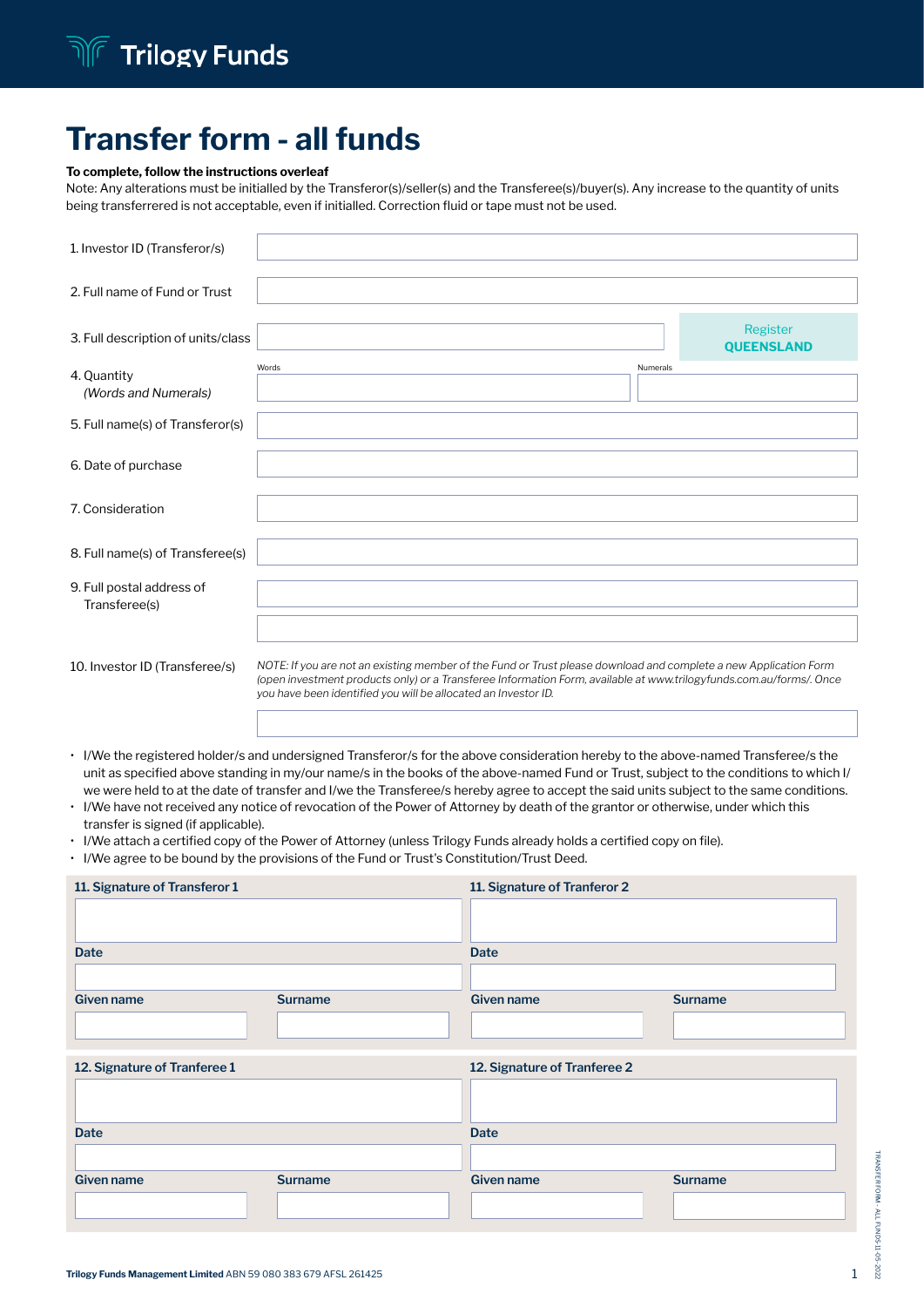Trilogy Funds

# Transfer form - all funds

**To complete, follow the instructions overleaf**

Note: Any alterations must be initialled by the Transferor(s)/seller(s) and the Transferee(s)/buyer(s). Any increase to the quantity of units being transferrered is not acceptable, even if initialled. Correction fluid or tape must not be used.

| | |
|---|---|
| 1. Investor ID (Transferor/s) | |
| 2. Full name of Fund or Trust | |
| 3. Full description of units/class | Register **QUEENSLAND** |
| 4. Quantity *(Words and Numerals)* | Words: Numerals: |
| 5. Full name(s) of Transferor(s) | |
| 6. Date of purchase | |
| 7. Consideration | |
| 8. Full name(s) of Transferee(s) | |
| 9. Full postal address of Transferee(s) | |
| 10. Investor ID (Transferee/s) | *NOTE: If you are not an existing member of the Fund or Trust please download and complete a new Application Form (open investment products only) or a Transferee Information Form, available at www.trilogyfunds.com.au/forms/. Once you have been identified you will be allocated an Investor ID.* |

- I/We the registered holder/s and undersigned Transferor/s for the above consideration hereby to the above-named Transferee/s the unit as specified above standing in my/our name/s in the books of the above-named Fund or Trust, subject to the conditions to which I/we were held to at the date of transfer and I/we the Transferee/s hereby agree to accept the said units subject to the same conditions.
- I/We have not received any notice of revocation of the Power of Attorney by death of the grantor or otherwise, under which this transfer is signed (if applicable).
- I/We attach a certified copy of the Power of Attorney (unless Trilogy Funds already holds a certified copy on file).
- I/We agree to be bound by the provisions of the Fund or Trust's Constitution/Trust Deed.

| **11. Signature of Transferor 1** | | **11. Signature of Tranferor 2** | |
|---|---|---|---|
| | | | |
| **Date** | | **Date** | |
| | | | |
| **Given name** | **Surname** | **Given name** | **Surname** |
| | | | |

| **12. Signature of Tranferee 1** | | **12. Signature of Tranferee 2** | |
|---|---|---|---|
| | | | |
| **Date** | | **Date** | |
| | | | |
| **Given name** | **Surname** | **Given name** | **Surname** |
| | | | |

**Trilogy Funds Management Limited** ABN 59 080 383 679 AFSL 261425

TRANSFER FORM - ALL FUNDS 11-05-2022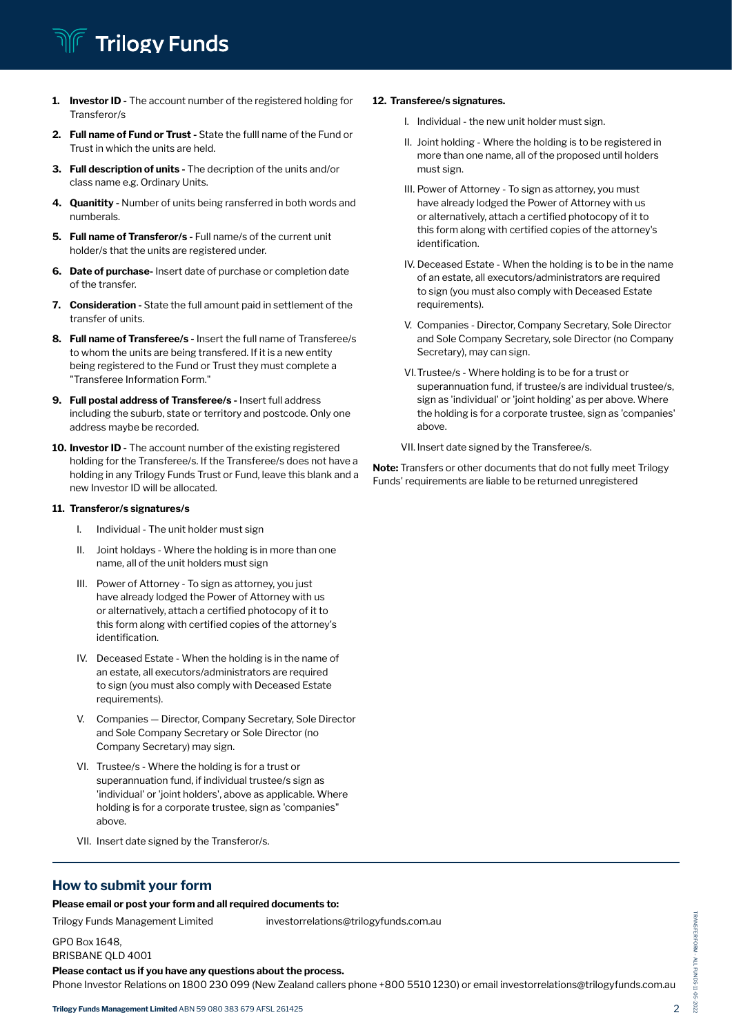1. **Investor ID -** The account number of the registered holding for Transferor/s
2. **Full name of Fund or Trust -** State the fulll name of the Fund or Trust in which the units are held.
3. **Full description of units -** The decription of the units and/or class name e.g. Ordinary Units.
4. **Quanitity -** Number of units being ransferred in both words and numberals.
5. **Full name of Transferor/s -** Full name/s of the current unit holder/s that the units are registered under.
6. **Date of purchase-** Insert date of purchase or completion date of the transfer.
7. **Consideration -** State the full amount paid in settlement of the transfer of units.
8. **Full name of Transferee/s -** Insert the full name of Transferee/s to whom the units are being transfered. If it is a new entity being registered to the Fund or Trust they must complete a "Transferee Information Form."
9. **Full postal address of Transferee/s -** Insert full address including the suburb, state or territory and postcode. Only one address maybe be recorded.
10. **Investor ID -** The account number of the existing registered holding for the Transferee/s. If the Transferee/s does not have a holding in any Trilogy Funds Trust or Fund, leave this blank and a new Investor ID will be allocated.
11. **Transferor/s signatures/s**
    - I. Individual - The unit holder must sign
    - II. Joint holdays - Where the holding is in more than one name, all of the unit holders must sign
    - III. Power of Attorney - To sign as attorney, you just have already lodged the Power of Attorney with us or alternatively, attach a certified photocopy of it to this form along with certified copies of the attorney's identification.
    - IV. Deceased Estate - When the holding is in the name of an estate, all executors/administrators are required to sign (you must also comply with Deceased Estate requirements).
    - V. Companies — Director, Company Secretary, Sole Director and Sole Company Secretary or Sole Director (no Company Secretary) may sign.
    - VI. Trustee/s - Where the holding is for a trust or superannuation fund, if individual trustee/s sign as 'individual' or 'joint holders', above as applicable. Where holding is for a corporate trustee, sign as 'companies" above.
    - VII. Insert date signed by the Transferor/s.
12. **Transferee/s signatures.**
    - I. Individual - the new unit holder must sign.
    - II. Joint holding - Where the holding is to be registered in more than one name, all of the proposed until holders must sign.
    - III. Power of Attorney - To sign as attorney, you must have already lodged the Power of Attorney with us or alternatively, attach a certified photocopy of it to this form along with certified copies of the attorney's identification.
    - IV. Deceased Estate - When the holding is to be in the name of an estate, all executors/administrators are required to sign (you must also comply with Deceased Estate requirements).
    - V. Companies - Director, Company Secretary, Sole Director and Sole Company Secretary, sole Director (no Company Secretary), may can sign.
    - VI. Trustee/s - Where holding is to be for a trust or superannuation fund, if trustee/s are individual trustee/s, sign as 'individual' or 'joint holding' as per above. Where the holding is for a corporate trustee, sign as 'companies' above.
    - VII. Insert date signed by the Transferee/s.

**Note:** Transfers or other documents that do not fully meet Trilogy Funds' requirements are liable to be returned unregistered

## How to submit your form

**Please email or post your form and all required documents to:**

Trilogy Funds Management Limited
GPO Box 1648,
BRISBANE QLD 4001

investorrelations@trilogyfunds.com.au

**Please contact us if you have any questions about the process.**

Phone Investor Relations on 1800 230 099 (New Zealand callers phone +800 5510 1230) or email investorrelations@trilogyfunds.com.au

**Trilogy Funds Management Limited** ABN 59 080 383 679 AFSL 261425